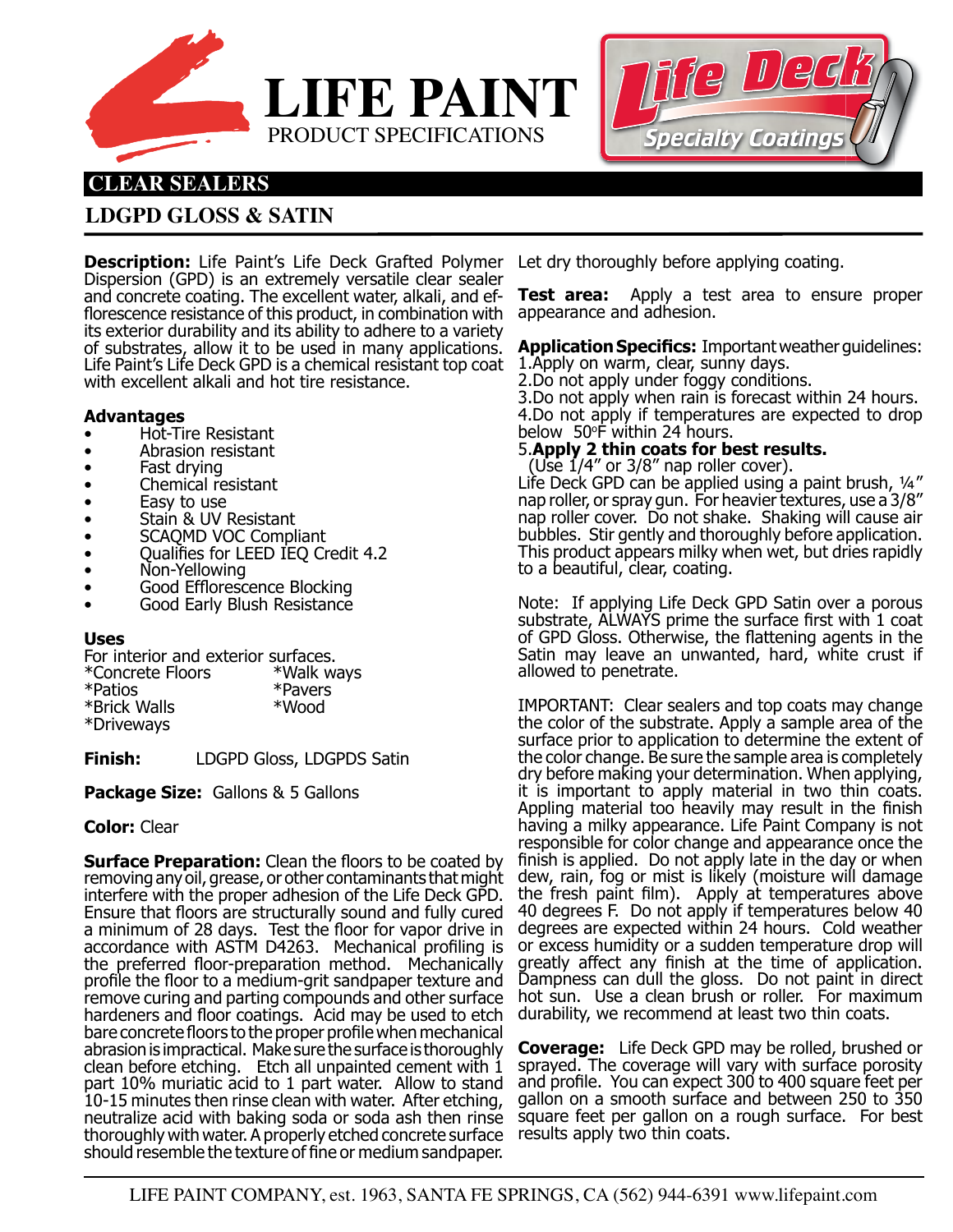# LIFE PAINT

PRODUCT SPECIFICATIONS

Life Deck Specialty Coatings

## CLEAR SEALERS

### LDGPD GLOSS & SATIN

**Description:** Life Paint's Life Deck Grafted Polymer Dispersion (GPD) is an extremely versatile clear sealer and concrete coating. The excellent water, alkali, and efflorescence resistance of this product, in combination with its exterior durability and its ability to adhere to a variety of substrates, allow it to be used in many applications. Life Paint's Life Deck GPD is a chemical resistant top coat with excellent alkali and hot tire resistance.

**Advantages**

- Hot-Tire Resistant
- Abrasion resistant
- Fast drying
- Chemical resistant
- Easy to use
- Stain & UV Resistant
- SCAQMD VOC Compliant
- Qualifies for LEED IEQ Credit 4.2
- Non-Yellowing
- Good Efflorescence Blocking
- Good Early Blush Resistance

**Uses**

For interior and exterior surfaces.

*Concrete Floors
*Patios
*Brick Walls
*Driveways
*Walk ways
*Pavers
*Wood

**Finish:** LDGPD Gloss, LDGPDS Satin

**Package Size:** Gallons & 5 Gallons

**Color:** Clear

**Surface Preparation:** Clean the floors to be coated by removing any oil, grease, or other contaminants that might interfere with the proper adhesion of the Life Deck GPD. Ensure that floors are structurally sound and fully cured a minimum of 28 days. Test the floor for vapor drive in accordance with ASTM D4263. Mechanical profiling is the preferred floor-preparation method. Mechanically profile the floor to a medium-grit sandpaper texture and remove curing and parting compounds and other surface hardeners and floor coatings. Acid may be used to etch bare concrete floors to the proper profile when mechanical abrasion is impractical. Make sure the surface is thoroughly clean before etching. Etch all unpainted cement with 1 part 10% muriatic acid to 1 part water. Allow to stand 10-15 minutes then rinse clean with water. After etching, neutralize acid with baking soda or soda ash then rinse thoroughly with water. A properly etched concrete surface should resemble the texture of fine or medium sandpaper. Let dry thoroughly before applying coating.

**Test area:** Apply a test area to ensure proper appearance and adhesion.

**Application Specifics:** Important weather guidelines:

1. Apply on warm, clear, sunny days.
2. Do not apply under foggy conditions.
3. Do not apply when rain is forecast within 24 hours.
4. Do not apply if temperatures are expected to drop below 50°F within 24 hours.
5. **Apply 2 thin coats for best results.** (Use 1/4" or 3/8" nap roller cover).

Life Deck GPD can be applied using a paint brush, ¼" nap roller, or spray gun. For heavier textures, use a 3/8" nap roller cover. Do not shake. Shaking will cause air bubbles. Stir gently and thoroughly before application. This product appears milky when wet, but dries rapidly to a beautiful, clear, coating.

Note: If applying Life Deck GPD Satin over a porous substrate, ALWAYS prime the surface first with 1 coat of GPD Gloss. Otherwise, the flattening agents in the Satin may leave an unwanted, hard, white crust if allowed to penetrate.

IMPORTANT: Clear sealers and top coats may change the color of the substrate. Apply a sample area of the surface prior to application to determine the extent of the color change. Be sure the sample area is completely dry before making your determination. When applying, it is important to apply material in two thin coats. Appling material too heavily may result in the finish having a milky appearance. Life Paint Company is not responsible for color change and appearance once the finish is applied. Do not apply late in the day or when dew, rain, fog or mist is likely (moisture will damage the fresh paint film). Apply at temperatures above 40 degrees F. Do not apply if temperatures below 40 degrees are expected within 24 hours. Cold weather or excess humidity or a sudden temperature drop will greatly affect any finish at the time of application. Dampness can dull the gloss. Do not paint in direct hot sun. Use a clean brush or roller. For maximum durability, we recommend at least two thin coats.

**Coverage:** Life Deck GPD may be rolled, brushed or sprayed. The coverage will vary with surface porosity and profile. You can expect 300 to 400 square feet per gallon on a smooth surface and between 250 to 350 square feet per gallon on a rough surface. For best results apply two thin coats.

LIFE PAINT COMPANY, est. 1963, SANTA FE SPRINGS, CA (562) 944-6391 www.lifepaint.com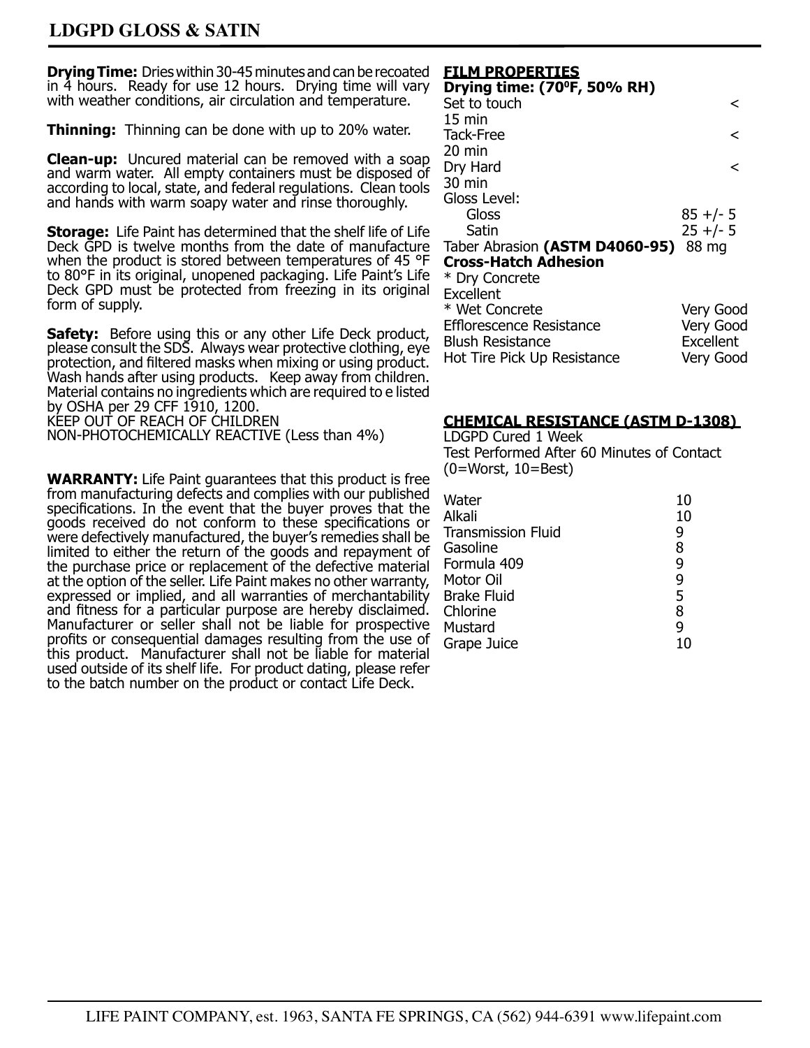# LDGPD GLOSS & SATIN

**Drying Time:** Dries within 30-45 minutes and can be recoated in 4 hours. Ready for use 12 hours. Drying time will vary with weather conditions, air circulation and temperature.

**Thinning:** Thinning can be done with up to 20% water.

**Clean-up:** Uncured material can be removed with a soap and warm water. All empty containers must be disposed of according to local, state, and federal regulations. Clean tools and hands with warm soapy water and rinse thoroughly.

**Storage:** Life Paint has determined that the shelf life of Life Deck GPD is twelve months from the date of manufacture when the product is stored between temperatures of 45 °F to 80°F in its original, unopened packaging. Life Paint's Life Deck GPD must be protected from freezing in its original form of supply.

**Safety:** Before using this or any other Life Deck product, please consult the SDS. Always wear protective clothing, eye protection, and filtered masks when mixing or using product. Wash hands after using products. Keep away from children. Material contains no ingredients which are required to e listed by OSHA per 29 CFF 1910, 1200.
KEEP OUT OF REACH OF CHILDREN
NON-PHOTOCHEMICALLY REACTIVE (Less than 4%)

**WARRANTY:** Life Paint guarantees that this product is free from manufacturing defects and complies with our published specifications. In the event that the buyer proves that the goods received do not conform to these specifications or were defectively manufactured, the buyer's remedies shall be limited to either the return of the goods and repayment of the purchase price or replacement of the defective material at the option of the seller. Life Paint makes no other warranty, expressed or implied, and all warranties of merchantability and fitness for a particular purpose are hereby disclaimed. Manufacturer or seller shall not be liable for prospective profits or consequential damages resulting from the use of this product. Manufacturer shall not be liable for material used outside of its shelf life. For product dating, please refer to the batch number on the product or contact Life Deck.

## FILM PROPERTIES

**Drying time: (70⁰F, 50% RH)**

| | |
|---|---|
| Set to touch | < 15 min |
| Tack-Free | < 20 min |
| Dry Hard | < 30 min |
| Gloss Level: | |
| Gloss | 85 +/- 5 |
| Satin | 25 +/- 5 |
| Taber Abrasion **(ASTM D4060-95)** | 88 mg |
| **Cross-Hatch Adhesion** | |
| * Dry Concrete | Excellent |
| * Wet Concrete | Very Good |
| Efflorescence Resistance | Very Good |
| Blush Resistance | Excellent |
| Hot Tire Pick Up Resistance | Very Good |

## CHEMICAL RESISTANCE (ASTM D-1308)

LDGPD Cured 1 Week
Test Performed After 60 Minutes of Contact
(0=Worst, 10=Best)

| | |
|---|---|
| Water | 10 |
| Alkali | 10 |
| Transmission Fluid | 9 |
| Gasoline | 8 |
| Formula 409 | 9 |
| Motor Oil | 9 |
| Brake Fluid | 5 |
| Chlorine | 8 |
| Mustard | 9 |
| Grape Juice | 10 |